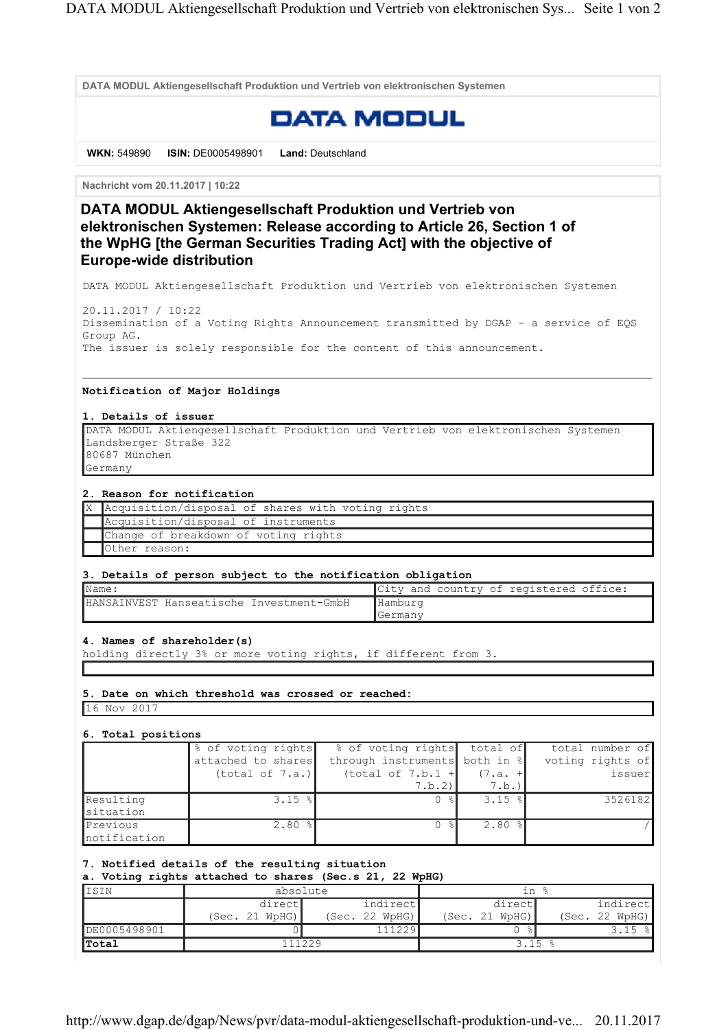DATA MODUL Aktiengesellschaft Produktion und Vertrieb von elektronischen Systemen

DATA MODUL

**WKN:** 549890 **ISIN:** DE0005498901 **Land:** Deutschland

Nachricht vom 20.11.2017 | 10:22

# DATA MODUL Aktiengesellschaft Produktion und Vertrieb von elektronischen Systemen: Release according to Article 26, Section 1 of the WpHG [the German Securities Trading Act] with the objective of Europe-wide distribution

DATA MODUL Aktiengesellschaft Produktion und Vertrieb von elektronischen Systemen

20.11.2017 / 10:22
Dissemination of a Voting Rights Announcement transmitted by DGAP - a service of EQS Group AG.
The issuer is solely responsible for the content of this announcement.

---

**Notification of Major Holdings**

**1. Details of issuer**

| DATA MODUL Aktiengesellschaft Produktion und Vertrieb von elektronischen Systemen<br>Landsberger Straße 322<br>80687 München<br>Germany |
|---|

**2. Reason for notification**

| | |
|---|---|
| X | Acquisition/disposal of shares with voting rights |
| | Acquisition/disposal of instruments |
| | Change of breakdown of voting rights |
| | Other reason: |

**3. Details of person subject to the notification obligation**

| Name: | City and country of registered office: |
|---|---|
| HANSAINVEST Hanseatische Investment-GmbH | Hamburg<br>Germany |

**4. Names of shareholder(s)**
holding directly 3% or more voting rights, if different from 3.

| |
|---|

**5. Date on which threshold was crossed or reached:**

| 16 Nov 2017 |
|---|

**6. Total positions**

| | % of voting rights attached to shares (total of 7.a.) | % of voting rights through instruments (total of 7.b.1 + 7.b.2) | total of both in % (7.a. + 7.b.) | total number of voting rights of issuer |
|---|---|---|---|---|
| Resulting situation | 3.15 % | 0 % | 3.15 % | 3526182 |
| Previous notification | 2.80 % | 0 % | 2.80 % | / |

**7. Notified details of the resulting situation**
**a. Voting rights attached to shares (Sec.s 21, 22 WpHG)**

| ISIN | absolute | | in % | |
|---|---|---|---|---|
| | direct (Sec. 21 WpHG) | indirect (Sec. 22 WpHG) | direct (Sec. 21 WpHG) | indirect (Sec. 22 WpHG) |
| DE0005498901 | 0 | 111229 | 0 % | 3.15 % |
| **Total** | 111229 | | 3.15 % | |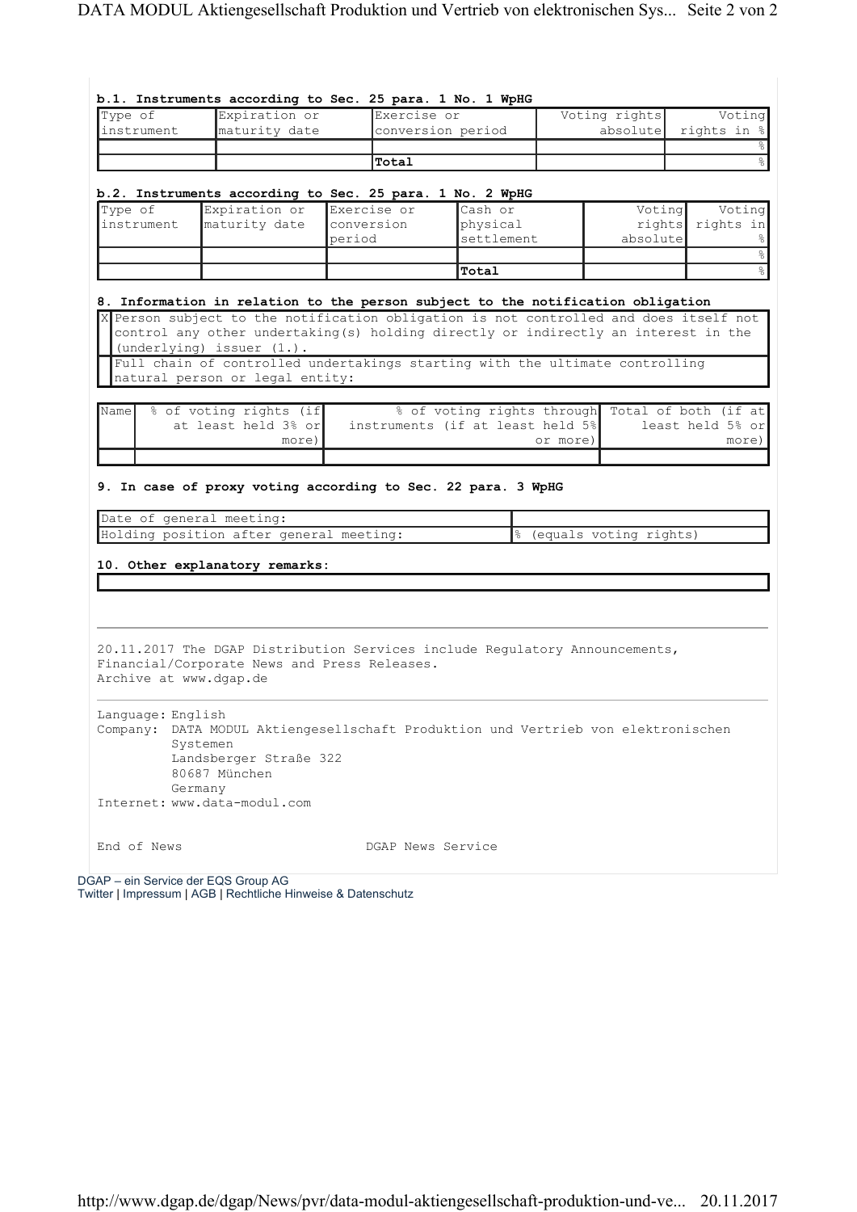**b.1. Instruments according to Sec. 25 para. 1 No. 1 WpHG**

| Type of instrument | Expiration or maturity date | Exercise or conversion period | Voting rights absolute | Voting rights in % |
|---|---|---|---|---|
| | | | | % |
| | | Total | | % |

**b.2. Instruments according to Sec. 25 para. 1 No. 2 WpHG**

| Type of instrument | Expiration or maturity date | Exercise or conversion period | Cash or physical settlement | Voting rights absolute | Voting rights in % |
|---|---|---|---|---|---|
| | | | | | % |
| | | | Total | | % |

**8. Information in relation to the person subject to the notification obligation**

| | |
|---|---|
| X | Person subject to the notification obligation is not controlled and does itself not control any other undertaking(s) holding directly or indirectly an interest in the (underlying) issuer (1.). |
| | Full chain of controlled undertakings starting with the ultimate controlling natural person or legal entity: |

| Name | % of voting rights (if at least held 3% or more) | % of voting rights through instruments (if at least held 5% or more) | Total of both (if at least held 5% or more) |
|---|---|---|---|
| | | | |

**9. In case of proxy voting according to Sec. 22 para. 3 WpHG**

| | |
|---|---|
| Date of general meeting: | |
| Holding position after general meeting: | % (equals voting rights) |

**10. Other explanatory remarks:**

---

20.11.2017 The DGAP Distribution Services include Regulatory Announcements, Financial/Corporate News and Press Releases.
Archive at www.dgap.de

---

Language: English
Company: DATA MODUL Aktiengesellschaft Produktion und Vertrieb von elektronischen Systemen
Landsberger Straße 322
80687 München
Germany
Internet: www.data-modul.com

End of News DGAP News Service

DGAP – ein Service der EQS Group AG
Twitter | Impressum | AGB | Rechtliche Hinweise & Datenschutz